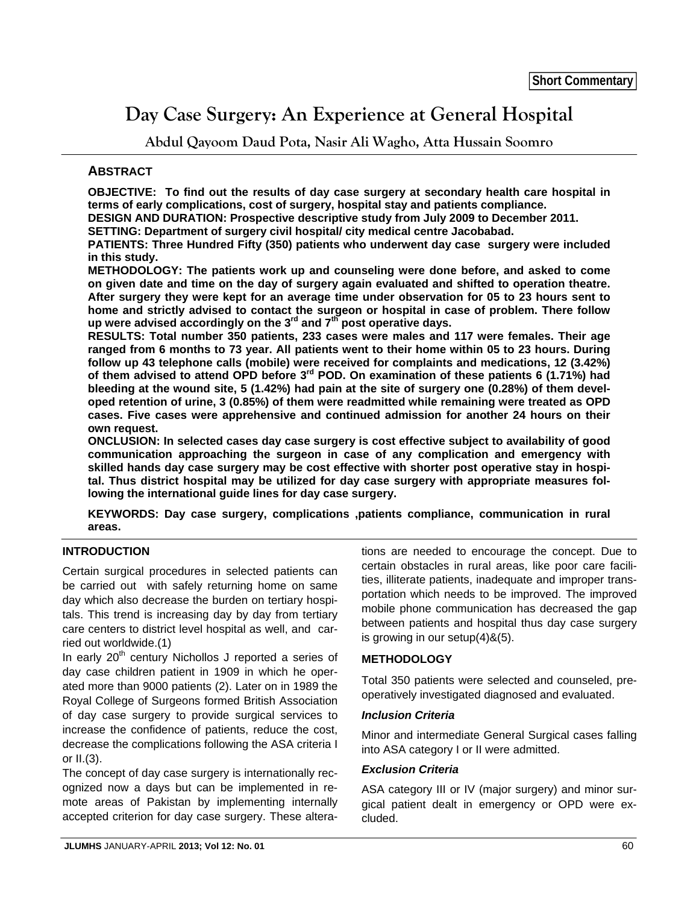Short Commentary

# Day Case Surgery: An Experience at General Hospital

**Abdul Qayoom Daud Pota, Nasir Ali Wagho, Atta Hussain Soomro**

## ABSTRACT

**OBJECTIVE: To find out the results of day case surgery at secondary health care hospital in terms of early complications, cost of surgery, hospital stay and patients compliance.**

**DESIGN AND DURATION: Prospective descriptive study from July 2009 to December 2011.**

**SETTING: Department of surgery civil hospital/ city medical centre Jacobabad.**

**PATIENTS: Three Hundred Fifty (350) patients who underwent day case surgery were included in this study.**

**METHODOLOGY: The patients work up and counseling were done before, and asked to come on given date and time on the day of surgery again evaluated and shifted to operation theatre. After surgery they were kept for an average time under observation for 05 to 23 hours sent to home and strictly advised to contact the surgeon or hospital in case of problem. There follow up were advised accordingly on the 3rd and 7th post operative days.**

**RESULTS: Total number 350 patients, 233 cases were males and 117 were females. Their age ranged from 6 months to 73 year. All patients went to their home within 05 to 23 hours. During follow up 43 telephone calls (mobile) were received for complaints and medications, 12 (3.42%) of them advised to attend OPD before 3rd POD. On examination of these patients 6 (1.71%) had bleeding at the wound site, 5 (1.42%) had pain at the site of surgery one (0.28%) of them developed retention of urine, 3 (0.85%) of them were readmitted while remaining were treated as OPD cases. Five cases were apprehensive and continued admission for another 24 hours on their own request.**

**ONCLUSION: In selected cases day case surgery is cost effective subject to availability of good communication approaching the surgeon in case of any complication and emergency with skilled hands day case surgery may be cost effective with shorter post operative stay in hospital. Thus district hospital may be utilized for day case surgery with appropriate measures following the international guide lines for day case surgery.**

**KEYWORDS: Day case surgery, complications ,patients compliance, communication in rural areas.**

## INTRODUCTION

Certain surgical procedures in selected patients can be carried out with safely returning home on same day which also decrease the burden on tertiary hospitals. This trend is increasing day by day from tertiary care centers to district level hospital as well, and carried out worldwide.(1)

In early 20th century Nichollos J reported a series of day case children patient in 1909 in which he operated more than 9000 patients (2). Later on in 1989 the Royal College of Surgeons formed British Association of day case surgery to provide surgical services to increase the confidence of patients, reduce the cost, decrease the complications following the ASA criteria I or II.(3).

The concept of day case surgery is internationally recognized now a days but can be implemented in remote areas of Pakistan by implementing internally accepted criterion for day case surgery. These alterations are needed to encourage the concept. Due to certain obstacles in rural areas, like poor care facilities, illiterate patients, inadequate and improper transportation which needs to be improved. The improved mobile phone communication has decreased the gap between patients and hospital thus day case surgery is growing in our setup(4)&(5).

## METHODOLOGY

Total 350 patients were selected and counseled, preoperatively investigated diagnosed and evaluated.

### *Inclusion Criteria*

Minor and intermediate General Surgical cases falling into ASA category I or II were admitted.

### *Exclusion Criteria*

ASA category III or IV (major surgery) and minor surgical patient dealt in emergency or OPD were excluded.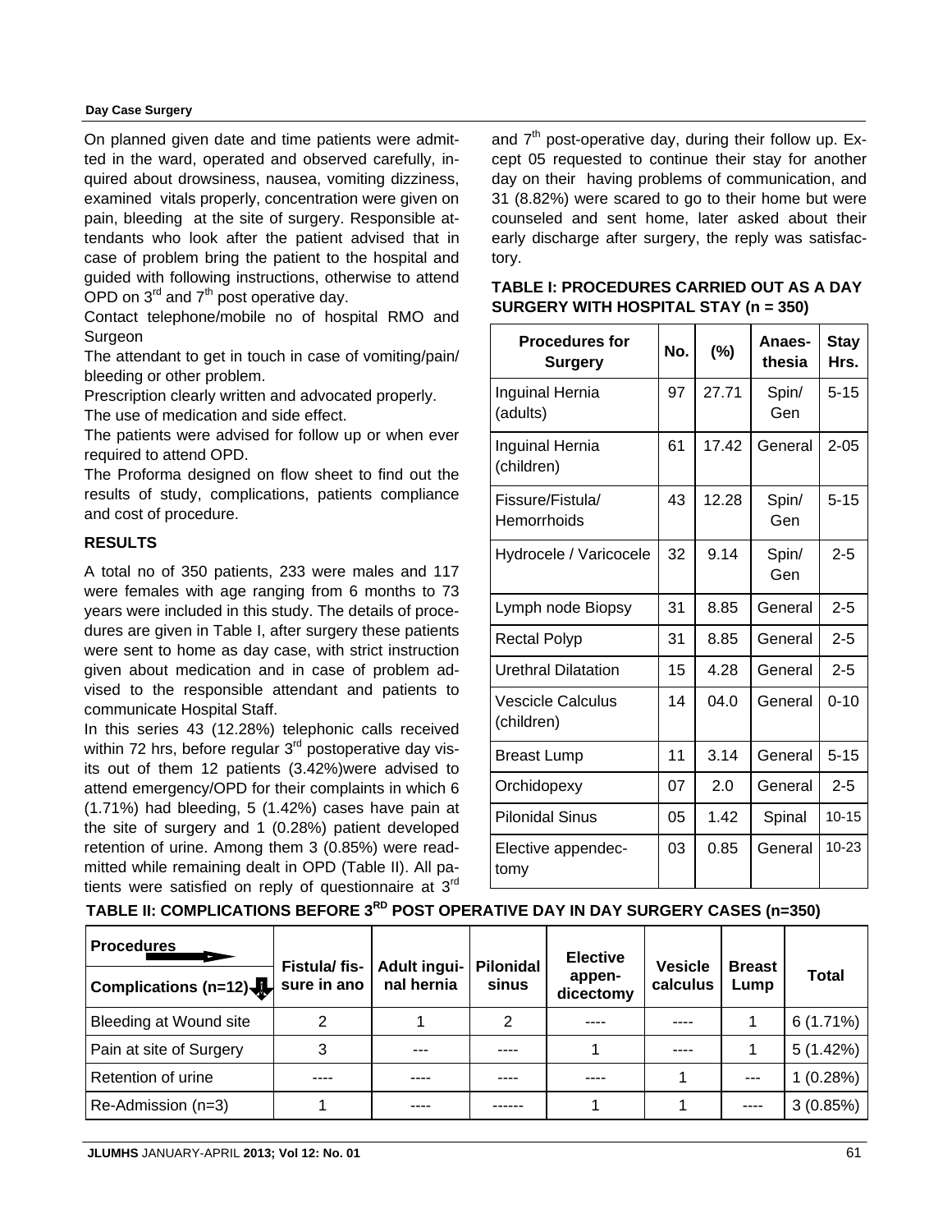On planned given date and time patients were admitted in the ward, operated and observed carefully, inquired about drowsiness, nausea, vomiting dizziness, examined vitals properly, concentration were given on pain, bleeding at the site of surgery. Responsible attendants who look after the patient advised that in case of problem bring the patient to the hospital and guided with following instructions, otherwise to attend OPD on 3rd and 7th post operative day.

Contact telephone/mobile no of hospital RMO and Surgeon

The attendant to get in touch in case of vomiting/pain/bleeding or other problem.

Prescription clearly written and advocated properly.

The use of medication and side effect.

The patients were advised for follow up or when ever required to attend OPD.

The Proforma designed on flow sheet to find out the results of study, complications, patients compliance and cost of procedure.

## RESULTS

A total no of 350 patients, 233 were males and 117 were females with age ranging from 6 months to 73 years were included in this study. The details of procedures are given in Table I, after surgery these patients were sent to home as day case, with strict instruction given about medication and in case of problem advised to the responsible attendant and patients to communicate Hospital Staff.

In this series 43 (12.28%) telephonic calls received within 72 hrs, before regular 3rd postoperative day visits out of them 12 patients (3.42%)were advised to attend emergency/OPD for their complaints in which 6 (1.71%) had bleeding, 5 (1.42%) cases have pain at the site of surgery and 1 (0.28%) patient developed retention of urine. Among them 3 (0.85%) were readmitted while remaining dealt in OPD (Table II). All patients were satisfied on reply of questionnaire at 3rd and 7th post-operative day, during their follow up. Except 05 requested to continue their stay for another day on their having problems of communication, and 31 (8.82%) were scared to go to their home but were counseled and sent home, later asked about their early discharge after surgery, the reply was satisfactory.

**TABLE I: PROCEDURES CARRIED OUT AS A DAY SURGERY WITH HOSPITAL STAY (n = 350)**

| Procedures for Surgery | No. | (%) | Anaesthesia | Stay Hrs. |
|---|---|---|---|---|
| Inguinal Hernia (adults) | 97 | 27.71 | Spin/ Gen | 5-15 |
| Inguinal Hernia (children) | 61 | 17.42 | General | 2-05 |
| Fissure/Fistula/ Hemorrhoids | 43 | 12.28 | Spin/ Gen | 5-15 |
| Hydrocele / Varicocele | 32 | 9.14 | Spin/ Gen | 2-5 |
| Lymph node Biopsy | 31 | 8.85 | General | 2-5 |
| Rectal Polyp | 31 | 8.85 | General | 2-5 |
| Urethral Dilatation | 15 | 4.28 | General | 2-5 |
| Vescicle Calculus (children) | 14 | 04.0 | General | 0-10 |
| Breast Lump | 11 | 3.14 | General | 5-15 |
| Orchidopexy | 07 | 2.0 | General | 2-5 |
| Pilonidal Sinus | 05 | 1.42 | Spinal | 10-15 |
| Elective appendectomy | 03 | 0.85 | General | 10-23 |

**TABLE II: COMPLICATIONS BEFORE 3RD POST OPERATIVE DAY IN DAY SURGERY CASES (n=350)**

| Procedures → / Complications (n=12) ↓ | Fistula/ fissure in ano | Adult inguinal hernia | Pilonidal sinus | Elective appendicectomy | Vesicle calculus | Breast Lump | Total |
|---|---|---|---|---|---|---|---|
| Bleeding at Wound site | 2 | 1 | 2 | ---- | ---- | 1 | 6 (1.71%) |
| Pain at site of Surgery | 3 | --- | ---- | 1 | ---- | 1 | 5 (1.42%) |
| Retention of urine | ---- | ---- | ---- | ---- | 1 | --- | 1 (0.28%) |
| Re-Admission (n=3) | 1 | ---- | ------ | 1 | 1 | ---- | 3 (0.85%) |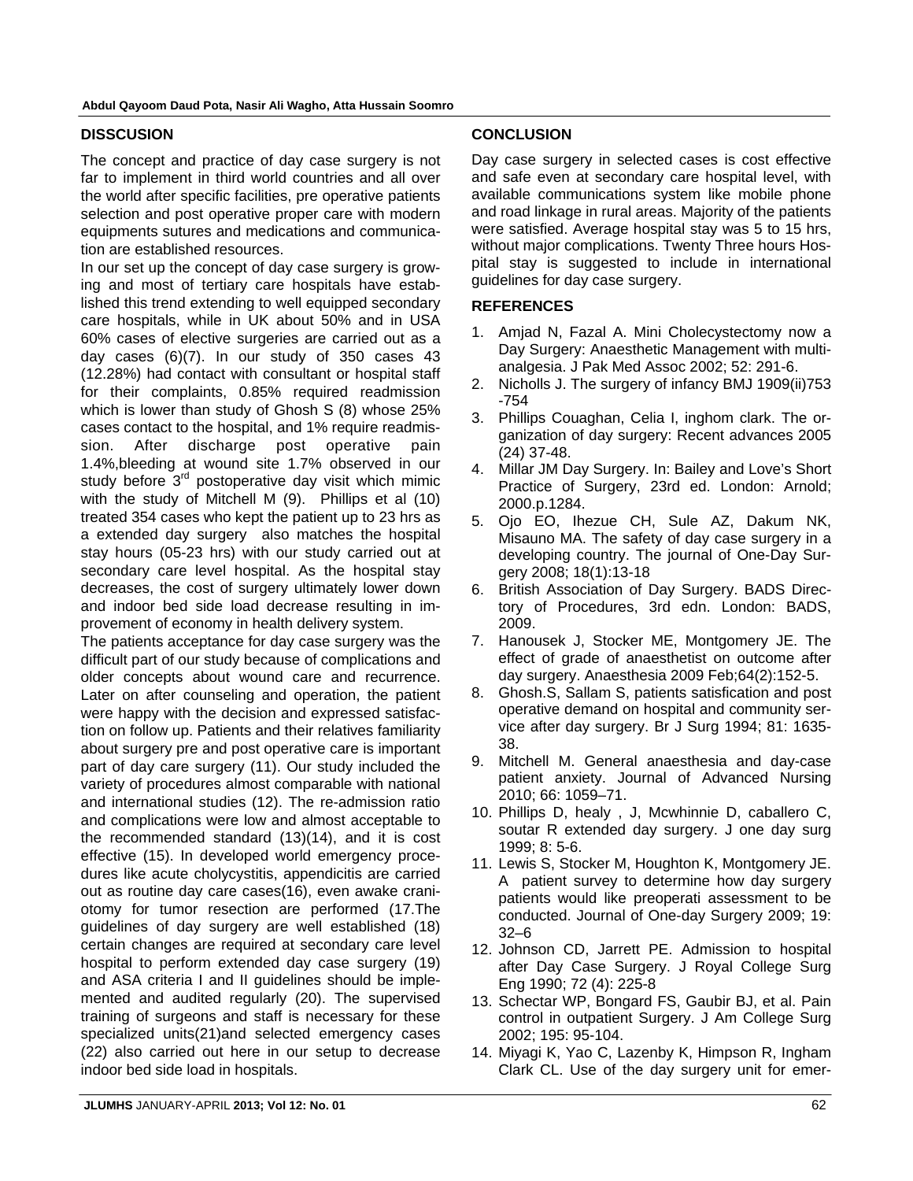## DISSCUSION

The concept and practice of day case surgery is not far to implement in third world countries and all over the world after specific facilities, pre operative patients selection and post operative proper care with modern equipments sutures and medications and communication are established resources.

In our set up the concept of day case surgery is growing and most of tertiary care hospitals have established this trend extending to well equipped secondary care hospitals, while in UK about 50% and in USA 60% cases of elective surgeries are carried out as a day cases (6)(7). In our study of 350 cases 43 (12.28%) had contact with consultant or hospital staff for their complaints, 0.85% required readmission which is lower than study of Ghosh S (8) whose 25% cases contact to the hospital, and 1% require readmission. After discharge post operative pain 1.4%,bleeding at wound site 1.7% observed in our study before 3rd postoperative day visit which mimic with the study of Mitchell M (9). Phillips et al (10) treated 354 cases who kept the patient up to 23 hrs as a extended day surgery also matches the hospital stay hours (05-23 hrs) with our study carried out at secondary care level hospital. As the hospital stay decreases, the cost of surgery ultimately lower down and indoor bed side load decrease resulting in improvement of economy in health delivery system.

The patients acceptance for day case surgery was the difficult part of our study because of complications and older concepts about wound care and recurrence. Later on after counseling and operation, the patient were happy with the decision and expressed satisfaction on follow up. Patients and their relatives familiarity about surgery pre and post operative care is important part of day care surgery (11). Our study included the variety of procedures almost comparable with national and international studies (12). The re-admission ratio and complications were low and almost acceptable to the recommended standard (13)(14), and it is cost effective (15). In developed world emergency procedures like acute cholycystitis, appendicitis are carried out as routine day care cases(16), even awake craniotomy for tumor resection are performed (17.The guidelines of day surgery are well established (18) certain changes are required at secondary care level hospital to perform extended day case surgery (19) and ASA criteria I and II guidelines should be implemented and audited regularly (20). The supervised training of surgeons and staff is necessary for these specialized units(21)and selected emergency cases (22) also carried out here in our setup to decrease indoor bed side load in hospitals.

## CONCLUSION

Day case surgery in selected cases is cost effective and safe even at secondary care hospital level, with available communications system like mobile phone and road linkage in rural areas. Majority of the patients were satisfied. Average hospital stay was 5 to 15 hrs, without major complications. Twenty Three hours Hospital stay is suggested to include in international guidelines for day case surgery.

## REFERENCES

1. Amjad N, Fazal A. Mini Cholecystectomy now a Day Surgery: Anaesthetic Management with multi-analgesia. J Pak Med Assoc 2002; 52: 291-6.
2. Nicholls J. The surgery of infancy BMJ 1909(ii)753 -754
3. Phillips Couaghan, Celia I, inghom clark. The organization of day surgery: Recent advances 2005 (24) 37-48.
4. Millar JM Day Surgery. In: Bailey and Love's Short Practice of Surgery, 23rd ed. London: Arnold; 2000.p.1284.
5. Ojo EO, Ihezue CH, Sule AZ, Dakum NK, Misauno MA. The safety of day case surgery in a developing country. The journal of One-Day Surgery 2008; 18(1):13-18
6. British Association of Day Surgery. BADS Directory of Procedures, 3rd edn. London: BADS, 2009.
7. Hanousek J, Stocker ME, Montgomery JE. The effect of grade of anaesthetist on outcome after day surgery. Anaesthesia 2009 Feb;64(2):152-5.
8. Ghosh.S, Sallam S, patients satisfication and post operative demand on hospital and community service after day surgery. Br J Surg 1994; 81: 1635-38.
9. Mitchell M. General anaesthesia and day-case patient anxiety. Journal of Advanced Nursing 2010; 66: 1059–71.
10. Phillips D, healy , J, Mcwhinnie D, caballero C, soutar R extended day surgery. J one day surg 1999; 8: 5-6.
11. Lewis S, Stocker M, Houghton K, Montgomery JE. A patient survey to determine how day surgery patients would like preoperati assessment to be conducted. Journal of One-day Surgery 2009; 19: 32–6
12. Johnson CD, Jarrett PE. Admission to hospital after Day Case Surgery. J Royal College Surg Eng 1990; 72 (4): 225-8
13. Schectar WP, Bongard FS, Gaubir BJ, et al. Pain control in outpatient Surgery. J Am College Surg 2002; 195: 95-104.
14. Miyagi K, Yao C, Lazenby K, Himpson R, Ingham Clark CL. Use of the day surgery unit for emer-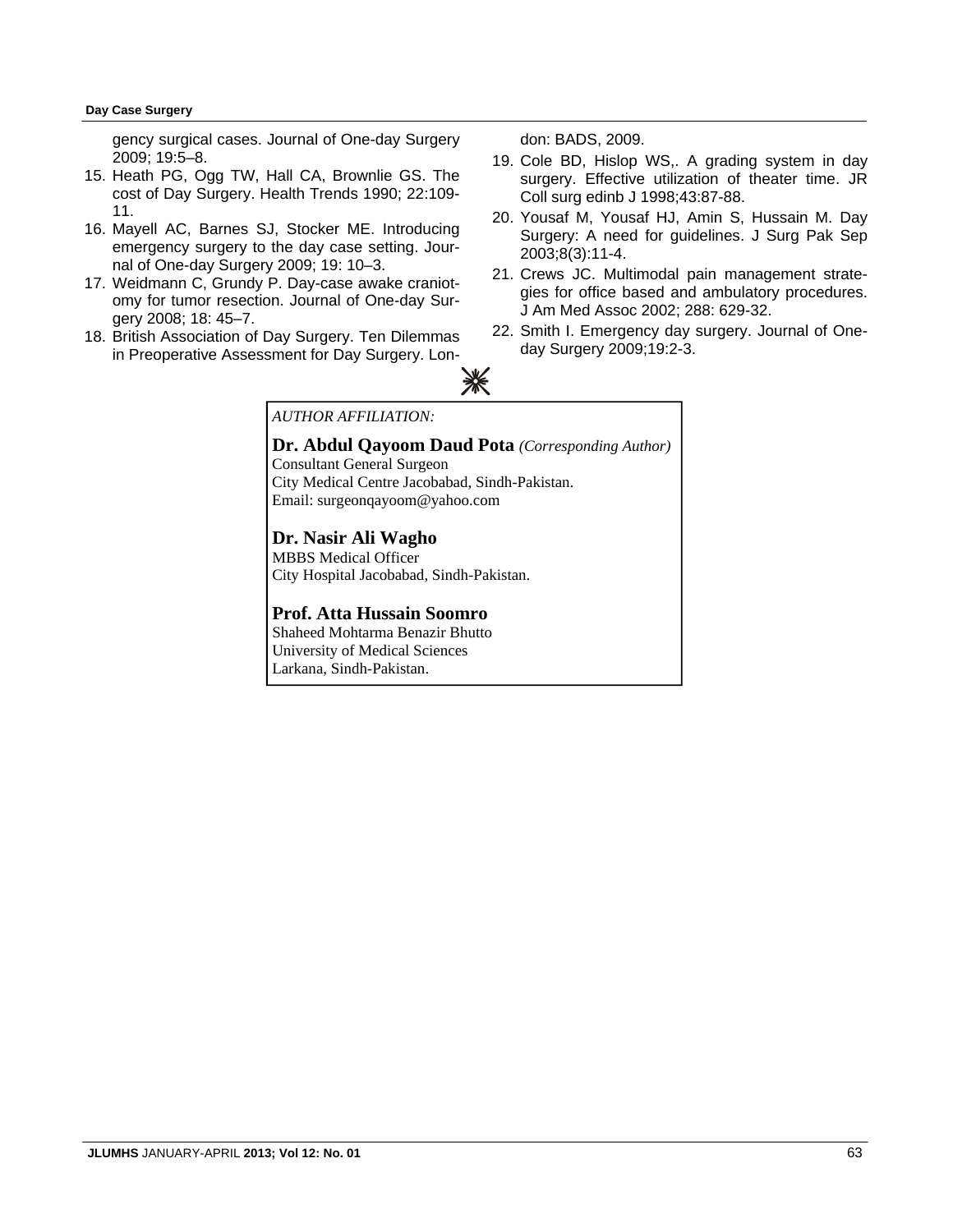gency surgical cases. Journal of One-day Surgery 2009; 19:5–8.

15. Heath PG, Ogg TW, Hall CA, Brownlie GS. The cost of Day Surgery. Health Trends 1990; 22:109-11.
16. Mayell AC, Barnes SJ, Stocker ME. Introducing emergency surgery to the day case setting. Journal of One-day Surgery 2009; 19: 10–3.
17. Weidmann C, Grundy P. Day-case awake craniotomy for tumor resection. Journal of One-day Surgery 2008; 18: 45–7.
18. British Association of Day Surgery. Ten Dilemmas in Preoperative Assessment for Day Surgery. London: BADS, 2009.
19. Cole BD, Hislop WS,. A grading system in day surgery. Effective utilization of theater time. JR Coll surg edinb J 1998;43:87-88.
20. Yousaf M, Yousaf HJ, Amin S, Hussain M. Day Surgery: A need for guidelines. J Surg Pak Sep 2003;8(3):11-4.
21. Crews JC. Multimodal pain management strategies for office based and ambulatory procedures. J Am Med Assoc 2002; 288: 629-32.
22. Smith I. Emergency day surgery. Journal of One-day Surgery 2009;19:2-3.

*AUTHOR AFFILIATION:*

**Dr. Abdul Qayoom Daud Pota** *(Corresponding Author)*
Consultant General Surgeon
City Medical Centre Jacobabad, Sindh-Pakistan.
Email: surgeonqayoom@yahoo.com

**Dr. Nasir Ali Wagho**
MBBS Medical Officer
City Hospital Jacobabad, Sindh-Pakistan.

**Prof. Atta Hussain Soomro**
Shaheed Mohtarma Benazir Bhutto
University of Medical Sciences
Larkana, Sindh-Pakistan.